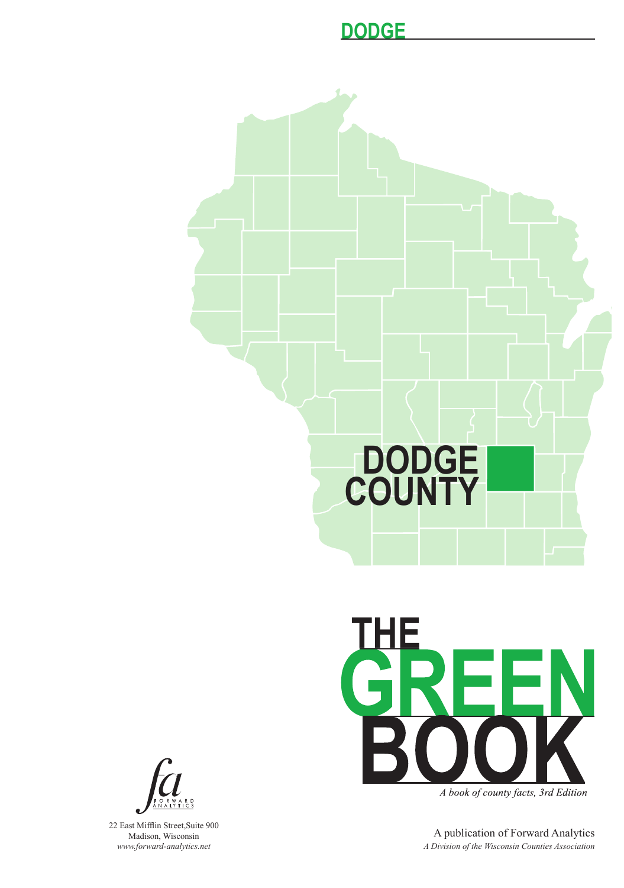# DODGE

DODGE COUNTY

# THE GREEN BOOK

*A book of county facts, 3rd Edition*

FORWARD ANALYTICS

22 East Mifflin Street,Suite 900
Madison, Wisconsin
*www.forward-analytics.net*

A publication of Forward Analytics
*A Division of the Wisconsin Counties Association*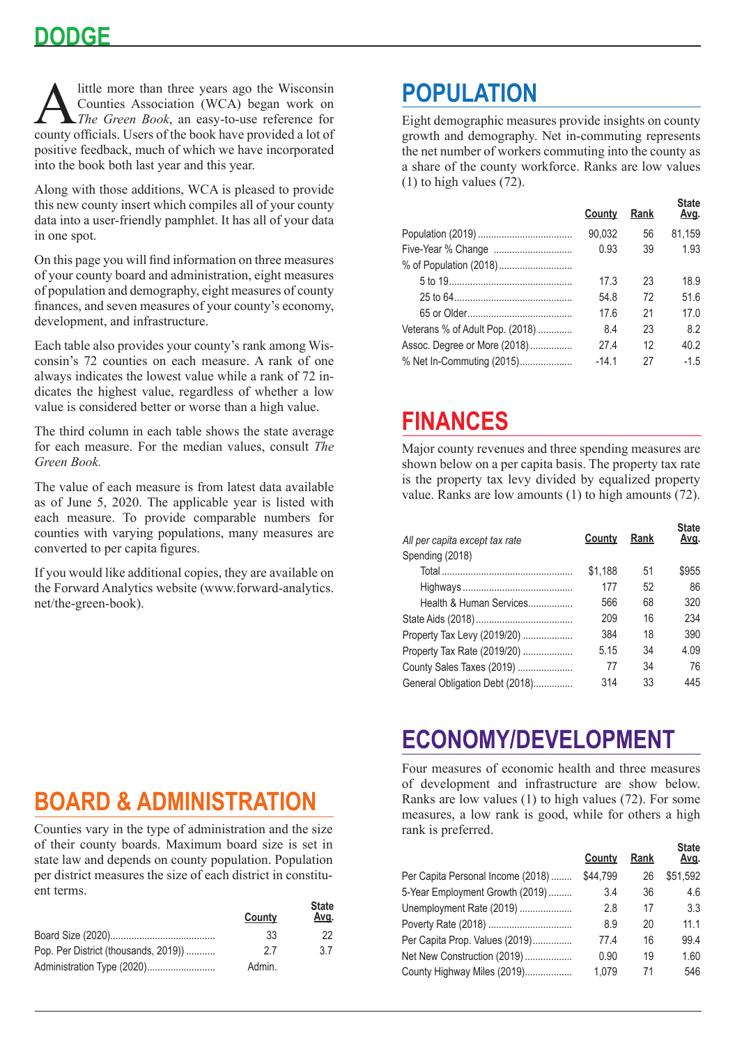# DODGE

A little more than three years ago the Wisconsin Counties Association (WCA) began work on *The Green Book*, an easy-to-use reference for county officials. Users of the book have provided a lot of positive feedback, much of which we have incorporated into the book both last year and this year.

Along with those additions, WCA is pleased to provide this new county insert which compiles all of your county data into a user-friendly pamphlet. It has all of your data in one spot.

On this page you will find information on three measures of your county board and administration, eight measures of population and demography, eight measures of county finances, and seven measures of your county's economy, development, and infrastructure.

Each table also provides your county's rank among Wisconsin's 72 counties on each measure. A rank of one always indicates the lowest value while a rank of 72 indicates the highest value, regardless of whether a low value is considered better or worse than a high value.

The third column in each table shows the state average for each measure. For the median values, consult *The Green Book.*

The value of each measure is from latest data available as of June 5, 2020. The applicable year is listed with each measure. To provide comparable numbers for counties with varying populations, many measures are converted to per capita figures.

If you would like additional copies, they are available on the Forward Analytics website (www.forward-analytics.net/the-green-book).

## BOARD & ADMINISTRATION

Counties vary in the type of administration and the size of their county boards. Maximum board size is set in state law and depends on county population. Population per district measures the size of each district in constituent terms.

| | County | State Avg. |
|---|---|---|
| Board Size (2020) | 33 | 22 |
| Pop. Per District (thousands, 2019)) | 2.7 | 3.7 |
| Administration Type (2020) | Admin. | |

## POPULATION

Eight demographic measures provide insights on county growth and demography. Net in-commuting represents the net number of workers commuting into the county as a share of the county workforce. Ranks are low values (1) to high values (72).

| | County | Rank | State Avg. |
|---|---|---|---|
| Population (2019) | 90,032 | 56 | 81,159 |
| Five-Year % Change | 0.93 | 39 | 1.93 |
| % of Population (2018) | | | |
| 5 to 19 | 17.3 | 23 | 18.9 |
| 25 to 64 | 54.8 | 72 | 51.6 |
| 65 or Older | 17.6 | 21 | 17.0 |
| Veterans % of Adult Pop. (2018) | 8.4 | 23 | 8.2 |
| Assoc. Degree or More (2018) | 27.4 | 12 | 40.2 |
| % Net In-Commuting (2015) | -14.1 | 27 | -1.5 |

## FINANCES

Major county revenues and three spending measures are shown below on a per capita basis. The property tax rate is the property tax levy divided by equalized property value. Ranks are low amounts (1) to high amounts (72).

| *All per capita except tax rate* | County | Rank | State Avg. |
|---|---|---|---|
| Spending (2018) | | | |
| Total | $1,188 | 51 | $955 |
| Highways | 177 | 52 | 86 |
| Health & Human Services | 566 | 68 | 320 |
| State Aids (2018) | 209 | 16 | 234 |
| Property Tax Levy (2019/20) | 384 | 18 | 390 |
| Property Tax Rate (2019/20) | 5.15 | 34 | 4.09 |
| County Sales Taxes (2019) | 77 | 34 | 76 |
| General Obligation Debt (2018) | 314 | 33 | 445 |

## ECONOMY/DEVELOPMENT

Four measures of economic health and three measures of development and infrastructure are show below. Ranks are low values (1) to high values (72). For some measures, a low rank is good, while for others a high rank is preferred.

| | County | Rank | State Avg. |
|---|---|---|---|
| Per Capita Personal Income (2018) | $44,799 | 26 | $51,592 |
| 5-Year Employment Growth (2019) | 3.4 | 36 | 4.6 |
| Unemployment Rate (2019) | 2.8 | 17 | 3.3 |
| Poverty Rate (2018) | 8.9 | 20 | 11.1 |
| Per Capita Prop. Values (2019) | 77.4 | 16 | 99.4 |
| Net New Construction (2019) | 0.90 | 19 | 1.60 |
| County Highway Miles (2019) | 1,079 | 71 | 546 |